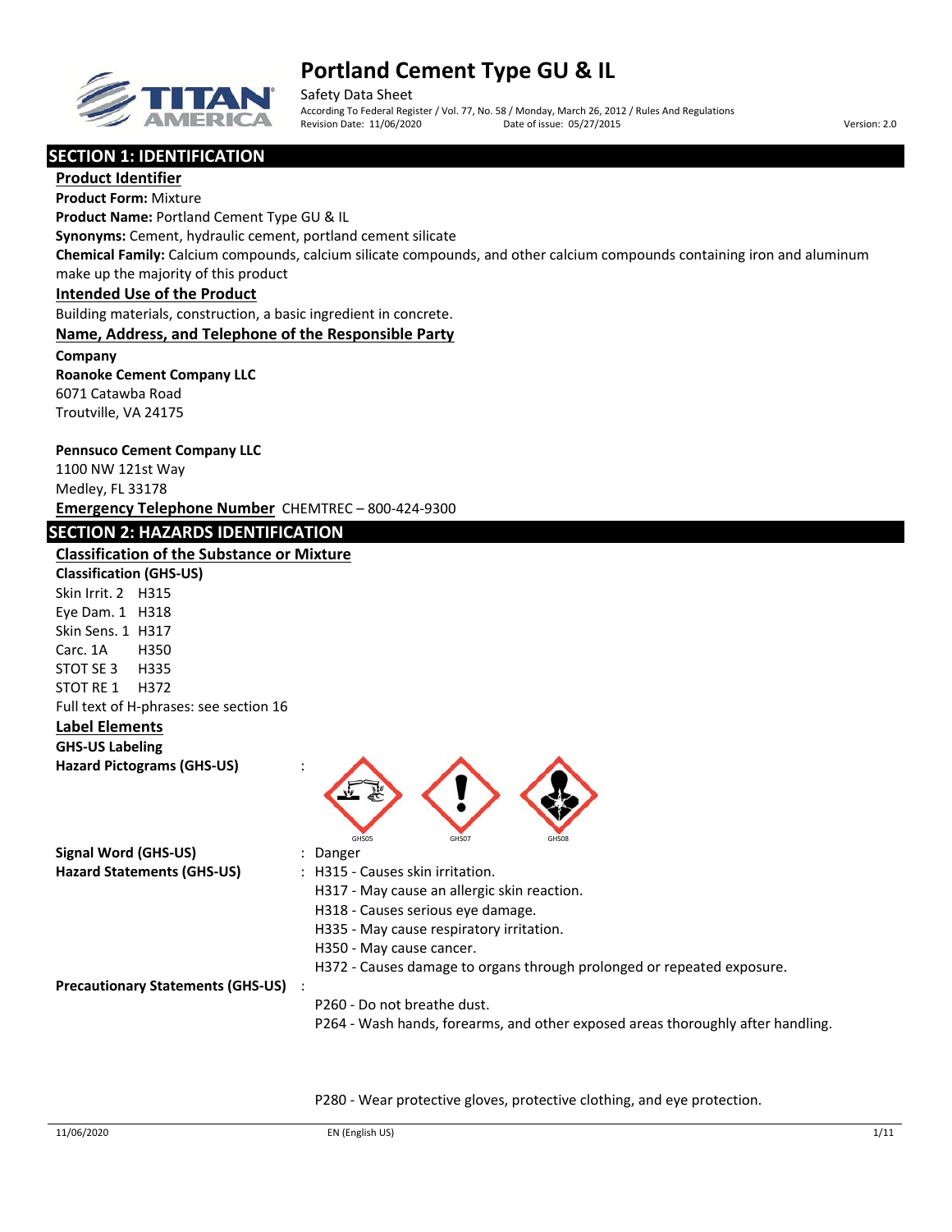# Portland Cement Type GU & IL

Safety Data Sheet
According To Federal Register / Vol. 77, No. 58 / Monday, March 26, 2012 / Rules And Regulations
Revision Date: 11/06/2020 Date of issue: 05/27/2015 Version: 2.0

## SECTION 1: IDENTIFICATION

### Product Identifier

**Product Form:** Mixture

**Product Name:** Portland Cement Type GU & IL

**Synonyms:** Cement, hydraulic cement, portland cement silicate

**Chemical Family:** Calcium compounds, calcium silicate compounds, and other calcium compounds containing iron and aluminum make up the majority of this product

### Intended Use of the Product

Building materials, construction, a basic ingredient in concrete.

### Name, Address, and Telephone of the Responsible Party

**Company**

**Roanoke Cement Company LLC**
6071 Catawba Road
Troutville, VA 24175

**Pennsuco Cement Company LLC**
1100 NW 121st Way
Medley, FL 33178

**Emergency Telephone Number** CHEMTREC – 800-424-9300

## SECTION 2: HAZARDS IDENTIFICATION

### Classification of the Substance or Mixture

**Classification (GHS-US)**

Skin Irrit. 2 H315
Eye Dam. 1 H318
Skin Sens. 1 H317
Carc. 1A H350
STOT SE 3 H335
STOT RE 1 H372

Full text of H-phrases: see section 16

### Label Elements

**GHS-US Labeling**

**Hazard Pictograms (GHS-US)** :

GHS05 GHS07 GHS08

**Signal Word (GHS-US)** : Danger

**Hazard Statements (GHS-US)** :
H315 - Causes skin irritation.
H317 - May cause an allergic skin reaction.
H318 - Causes serious eye damage.
H335 - May cause respiratory irritation.
H350 - May cause cancer.
H372 - Causes damage to organs through prolonged or repeated exposure.

**Precautionary Statements (GHS-US)** :
P260 - Do not breathe dust.
P264 - Wash hands, forearms, and other exposed areas thoroughly after handling.

P280 - Wear protective gloves, protective clothing, and eye protection.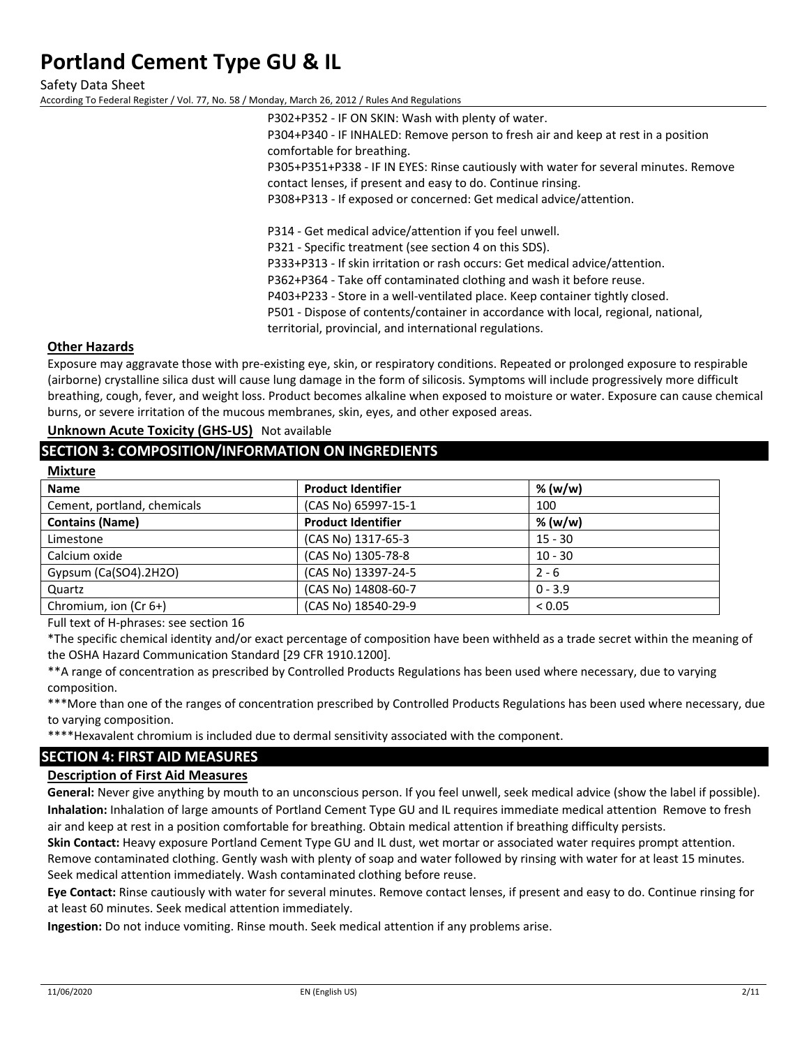P302+P352 - IF ON SKIN: Wash with plenty of water.
P304+P340 - IF INHALED: Remove person to fresh air and keep at rest in a position comfortable for breathing.
P305+P351+P338 - IF IN EYES: Rinse cautiously with water for several minutes. Remove contact lenses, if present and easy to do. Continue rinsing.
P308+P313 - If exposed or concerned: Get medical advice/attention.

P314 - Get medical advice/attention if you feel unwell.
P321 - Specific treatment (see section 4 on this SDS).
P333+P313 - If skin irritation or rash occurs: Get medical advice/attention.
P362+P364 - Take off contaminated clothing and wash it before reuse.
P403+P233 - Store in a well-ventilated place. Keep container tightly closed.
P501 - Dispose of contents/container in accordance with local, regional, national, territorial, provincial, and international regulations.

### Other Hazards

Exposure may aggravate those with pre-existing eye, skin, or respiratory conditions. Repeated or prolonged exposure to respirable (airborne) crystalline silica dust will cause lung damage in the form of silicosis. Symptoms will include progressively more difficult breathing, cough, fever, and weight loss. Product becomes alkaline when exposed to moisture or water. Exposure can cause chemical burns, or severe irritation of the mucous membranes, skin, eyes, and other exposed areas.

**Unknown Acute Toxicity (GHS-US)** Not available

## SECTION 3: COMPOSITION/INFORMATION ON INGREDIENTS

### Mixture

| Name | Product Identifier | % (w/w) |
|---|---|---|
| Cement, portland, chemicals | (CAS No) 65997-15-1 | 100 |
| **Contains (Name)** | **Product Identifier** | **% (w/w)** |
| Limestone | (CAS No) 1317-65-3 | 15 - 30 |
| Calcium oxide | (CAS No) 1305-78-8 | 10 - 30 |
| Gypsum (Ca(SO4).2H2O) | (CAS No) 13397-24-5 | 2 - 6 |
| Quartz | (CAS No) 14808-60-7 | 0 - 3.9 |
| Chromium, ion (Cr 6+) | (CAS No) 18540-29-9 | < 0.05 |

Full text of H-phrases: see section 16

*The specific chemical identity and/or exact percentage of composition have been withheld as a trade secret within the meaning of the OSHA Hazard Communication Standard [29 CFR 1910.1200].

**A range of concentration as prescribed by Controlled Products Regulations has been used where necessary, due to varying composition.

***More than one of the ranges of concentration prescribed by Controlled Products Regulations has been used where necessary, due to varying composition.

****Hexavalent chromium is included due to dermal sensitivity associated with the component.

## SECTION 4: FIRST AID MEASURES

### Description of First Aid Measures

**General:** Never give anything by mouth to an unconscious person. If you feel unwell, seek medical advice (show the label if possible).

**Inhalation:** Inhalation of large amounts of Portland Cement Type GU and IL requires immediate medical attention Remove to fresh air and keep at rest in a position comfortable for breathing. Obtain medical attention if breathing difficulty persists.

**Skin Contact:** Heavy exposure Portland Cement Type GU and IL dust, wet mortar or associated water requires prompt attention. Remove contaminated clothing. Gently wash with plenty of soap and water followed by rinsing with water for at least 15 minutes. Seek medical attention immediately. Wash contaminated clothing before reuse.

**Eye Contact:** Rinse cautiously with water for several minutes. Remove contact lenses, if present and easy to do. Continue rinsing for at least 60 minutes. Seek medical attention immediately.

**Ingestion:** Do not induce vomiting. Rinse mouth. Seek medical attention if any problems arise.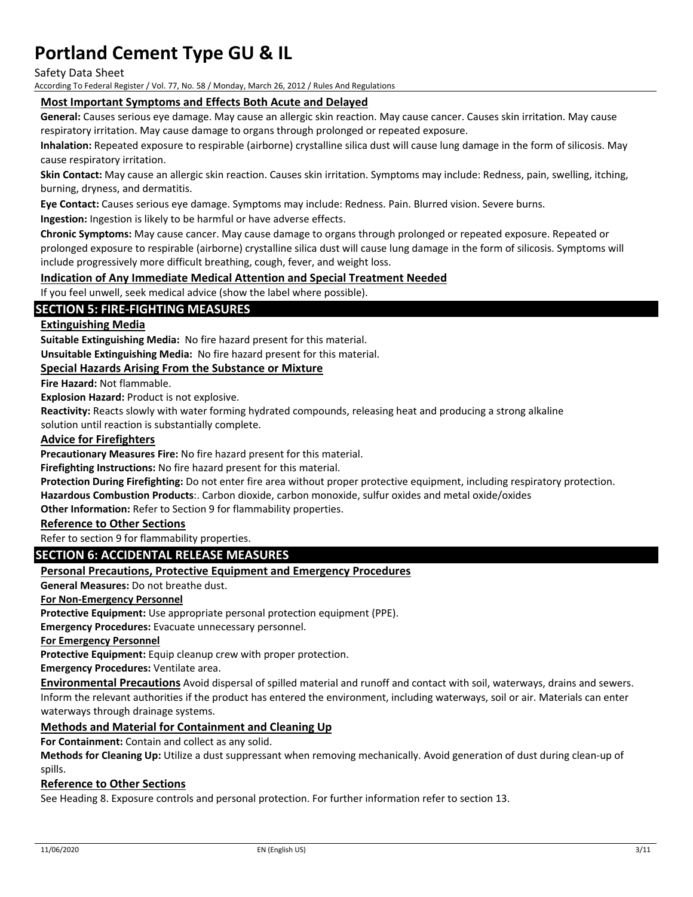### Most Important Symptoms and Effects Both Acute and Delayed

**General:** Causes serious eye damage. May cause an allergic skin reaction. May cause cancer. Causes skin irritation. May cause respiratory irritation. May cause damage to organs through prolonged or repeated exposure.

**Inhalation:** Repeated exposure to respirable (airborne) crystalline silica dust will cause lung damage in the form of silicosis. May cause respiratory irritation.

**Skin Contact:** May cause an allergic skin reaction. Causes skin irritation. Symptoms may include: Redness, pain, swelling, itching, burning, dryness, and dermatitis.

**Eye Contact:** Causes serious eye damage. Symptoms may include: Redness. Pain. Blurred vision. Severe burns.

**Ingestion:** Ingestion is likely to be harmful or have adverse effects.

**Chronic Symptoms:** May cause cancer. May cause damage to organs through prolonged or repeated exposure. Repeated or prolonged exposure to respirable (airborne) crystalline silica dust will cause lung damage in the form of silicosis. Symptoms will include progressively more difficult breathing, cough, fever, and weight loss.

### Indication of Any Immediate Medical Attention and Special Treatment Needed

If you feel unwell, seek medical advice (show the label where possible).

## SECTION 5: FIRE-FIGHTING MEASURES

### Extinguishing Media

**Suitable Extinguishing Media:** No fire hazard present for this material.

**Unsuitable Extinguishing Media:** No fire hazard present for this material.

### Special Hazards Arising From the Substance or Mixture

**Fire Hazard:** Not flammable.

**Explosion Hazard:** Product is not explosive.

**Reactivity:** Reacts slowly with water forming hydrated compounds, releasing heat and producing a strong alkaline solution until reaction is substantially complete.

### Advice for Firefighters

**Precautionary Measures Fire:** No fire hazard present for this material.

**Firefighting Instructions:** No fire hazard present for this material.

**Protection During Firefighting:** Do not enter fire area without proper protective equipment, including respiratory protection.

**Hazardous Combustion Products**:. Carbon dioxide, carbon monoxide, sulfur oxides and metal oxide/oxides

**Other Information:** Refer to Section 9 for flammability properties.

### Reference to Other Sections

Refer to section 9 for flammability properties.

## SECTION 6: ACCIDENTAL RELEASE MEASURES

### Personal Precautions, Protective Equipment and Emergency Procedures

**General Measures:** Do not breathe dust.

**For Non-Emergency Personnel**

**Protective Equipment:** Use appropriate personal protection equipment (PPE).

**Emergency Procedures:** Evacuate unnecessary personnel.

**For Emergency Personnel**

**Protective Equipment:** Equip cleanup crew with proper protection.

**Emergency Procedures:** Ventilate area.

**Environmental Precautions** Avoid dispersal of spilled material and runoff and contact with soil, waterways, drains and sewers. Inform the relevant authorities if the product has entered the environment, including waterways, soil or air. Materials can enter waterways through drainage systems.

### Methods and Material for Containment and Cleaning Up

**For Containment:** Contain and collect as any solid.

**Methods for Cleaning Up:** Utilize a dust suppressant when removing mechanically. Avoid generation of dust during clean-up of spills.

### Reference to Other Sections

See Heading 8. Exposure controls and personal protection. For further information refer to section 13.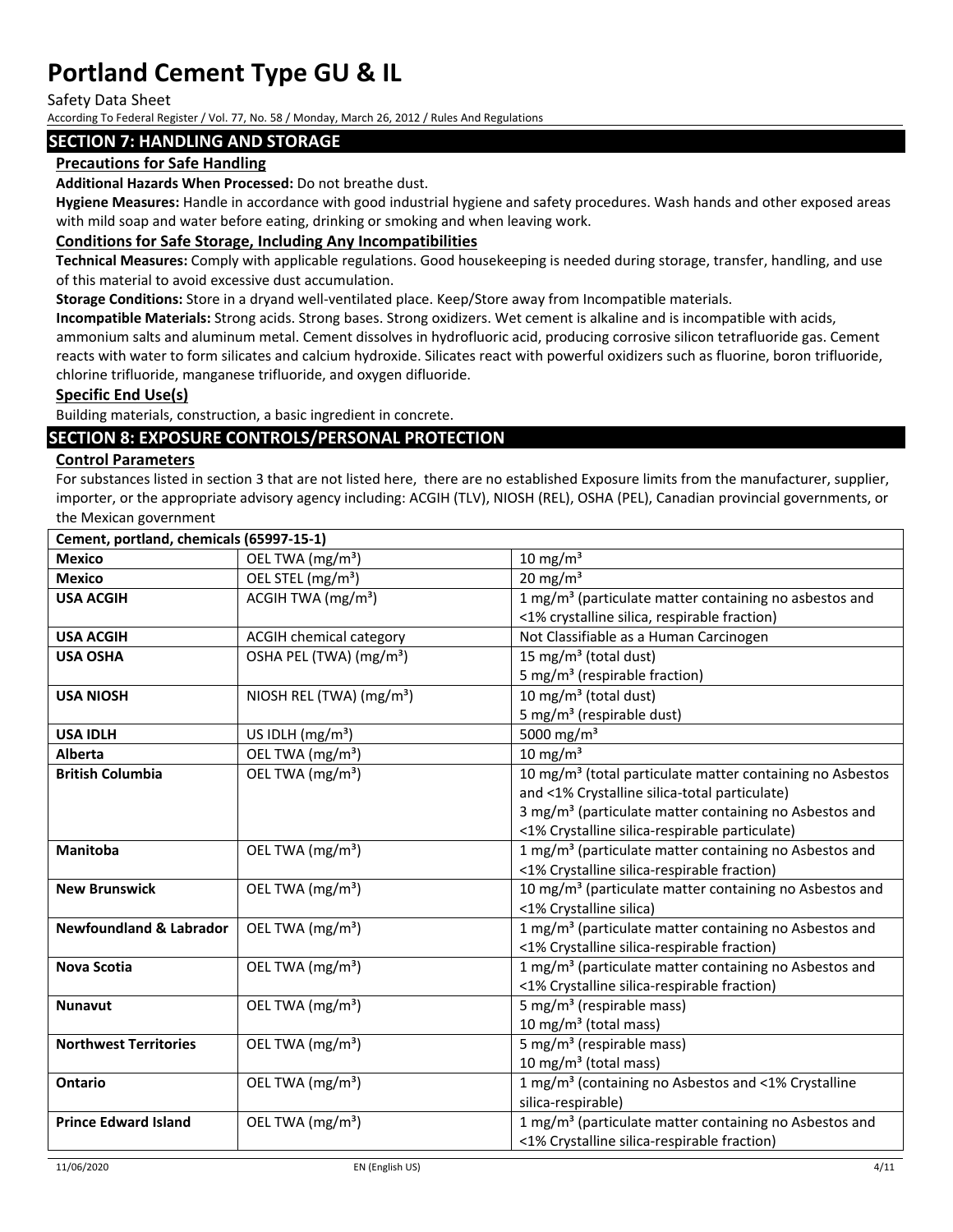# Portland Cement Type GU & IL

Safety Data Sheet

According To Federal Register / Vol. 77, No. 58 / Monday, March 26, 2012 / Rules And Regulations

## SECTION 7: HANDLING AND STORAGE

### Precautions for Safe Handling

**Additional Hazards When Processed:** Do not breathe dust.

**Hygiene Measures:** Handle in accordance with good industrial hygiene and safety procedures. Wash hands and other exposed areas with mild soap and water before eating, drinking or smoking and when leaving work.

### Conditions for Safe Storage, Including Any Incompatibilities

**Technical Measures:** Comply with applicable regulations. Good housekeeping is needed during storage, transfer, handling, and use of this material to avoid excessive dust accumulation.

**Storage Conditions:** Store in a dryand well-ventilated place. Keep/Store away from Incompatible materials.

**Incompatible Materials:** Strong acids. Strong bases. Strong oxidizers. Wet cement is alkaline and is incompatible with acids, ammonium salts and aluminum metal. Cement dissolves in hydrofluoric acid, producing corrosive silicon tetrafluoride gas. Cement reacts with water to form silicates and calcium hydroxide. Silicates react with powerful oxidizers such as fluorine, boron trifluoride, chlorine trifluoride, manganese trifluoride, and oxygen difluoride.

### Specific End Use(s)

Building materials, construction, a basic ingredient in concrete.

## SECTION 8: EXPOSURE CONTROLS/PERSONAL PROTECTION

### Control Parameters

For substances listed in section 3 that are not listed here, there are no established Exposure limits from the manufacturer, supplier, importer, or the appropriate advisory agency including: ACGIH (TLV), NIOSH (REL), OSHA (PEL), Canadian provincial governments, or the Mexican government

| Cement, portland, chemicals (65997-15-1) | | |
|---|---|---|
| **Mexico** | OEL TWA (mg/m³) | 10 mg/m³ |
| **Mexico** | OEL STEL (mg/m³) | 20 mg/m³ |
| **USA ACGIH** | ACGIH TWA (mg/m³) | 1 mg/m³ (particulate matter containing no asbestos and <1% crystalline silica, respirable fraction) |
| **USA ACGIH** | ACGIH chemical category | Not Classifiable as a Human Carcinogen |
| **USA OSHA** | OSHA PEL (TWA) (mg/m³) | 15 mg/m³ (total dust)<br>5 mg/m³ (respirable fraction) |
| **USA NIOSH** | NIOSH REL (TWA) (mg/m³) | 10 mg/m³ (total dust)<br>5 mg/m³ (respirable dust) |
| **USA IDLH** | US IDLH (mg/m³) | 5000 mg/m³ |
| **Alberta** | OEL TWA (mg/m³) | 10 mg/m³ |
| **British Columbia** | OEL TWA (mg/m³) | 10 mg/m³ (total particulate matter containing no Asbestos and <1% Crystalline silica-total particulate)<br>3 mg/m³ (particulate matter containing no Asbestos and <1% Crystalline silica-respirable particulate) |
| **Manitoba** | OEL TWA (mg/m³) | 1 mg/m³ (particulate matter containing no Asbestos and <1% Crystalline silica-respirable fraction) |
| **New Brunswick** | OEL TWA (mg/m³) | 10 mg/m³ (particulate matter containing no Asbestos and <1% Crystalline silica) |
| **Newfoundland & Labrador** | OEL TWA (mg/m³) | 1 mg/m³ (particulate matter containing no Asbestos and <1% Crystalline silica-respirable fraction) |
| **Nova Scotia** | OEL TWA (mg/m³) | 1 mg/m³ (particulate matter containing no Asbestos and <1% Crystalline silica-respirable fraction) |
| **Nunavut** | OEL TWA (mg/m³) | 5 mg/m³ (respirable mass)<br>10 mg/m³ (total mass) |
| **Northwest Territories** | OEL TWA (mg/m³) | 5 mg/m³ (respirable mass)<br>10 mg/m³ (total mass) |
| **Ontario** | OEL TWA (mg/m³) | 1 mg/m³ (containing no Asbestos and <1% Crystalline silica-respirable) |
| **Prince Edward Island** | OEL TWA (mg/m³) | 1 mg/m³ (particulate matter containing no Asbestos and <1% Crystalline silica-respirable fraction) |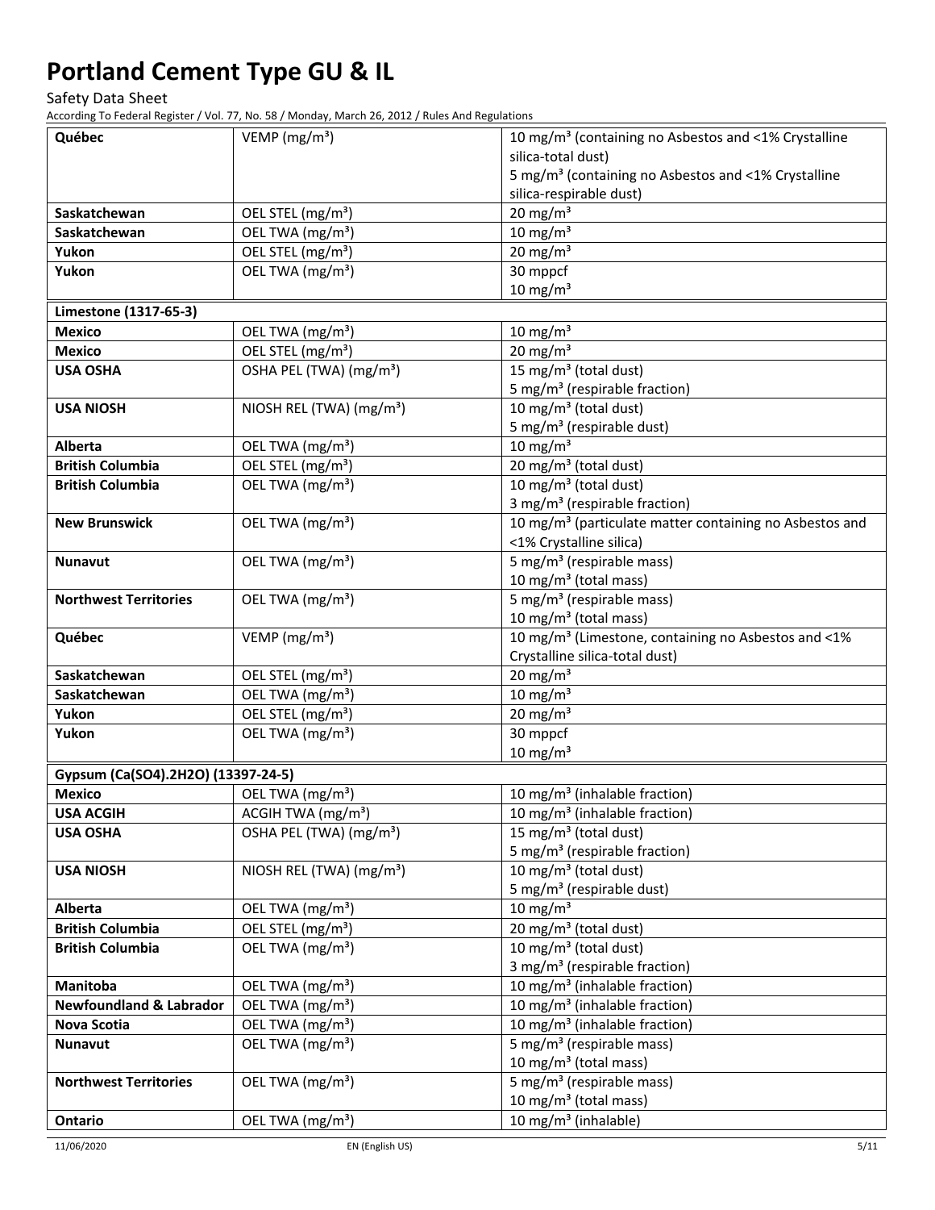| | | |
|---|---|---|
| **Québec** | VEMP (mg/m³) | 10 mg/m³ (containing no Asbestos and <1% Crystalline silica-total dust)<br>5 mg/m³ (containing no Asbestos and <1% Crystalline silica-respirable dust) |
| **Saskatchewan** | OEL STEL (mg/m³) | 20 mg/m³ |
| **Saskatchewan** | OEL TWA (mg/m³) | 10 mg/m³ |
| **Yukon** | OEL STEL (mg/m³) | 20 mg/m³ |
| **Yukon** | OEL TWA (mg/m³) | 30 mppcf<br>10 mg/m³ |
| **Limestone (1317-65-3)** | | |
| **Mexico** | OEL TWA (mg/m³) | 10 mg/m³ |
| **Mexico** | OEL STEL (mg/m³) | 20 mg/m³ |
| **USA OSHA** | OSHA PEL (TWA) (mg/m³) | 15 mg/m³ (total dust)<br>5 mg/m³ (respirable fraction) |
| **USA NIOSH** | NIOSH REL (TWA) (mg/m³) | 10 mg/m³ (total dust)<br>5 mg/m³ (respirable dust) |
| **Alberta** | OEL TWA (mg/m³) | 10 mg/m³ |
| **British Columbia** | OEL STEL (mg/m³) | 20 mg/m³ (total dust) |
| **British Columbia** | OEL TWA (mg/m³) | 10 mg/m³ (total dust)<br>3 mg/m³ (respirable fraction) |
| **New Brunswick** | OEL TWA (mg/m³) | 10 mg/m³ (particulate matter containing no Asbestos and <1% Crystalline silica) |
| **Nunavut** | OEL TWA (mg/m³) | 5 mg/m³ (respirable mass)<br>10 mg/m³ (total mass) |
| **Northwest Territories** | OEL TWA (mg/m³) | 5 mg/m³ (respirable mass)<br>10 mg/m³ (total mass) |
| **Québec** | VEMP (mg/m³) | 10 mg/m³ (Limestone, containing no Asbestos and <1% Crystalline silica-total dust) |
| **Saskatchewan** | OEL STEL (mg/m³) | 20 mg/m³ |
| **Saskatchewan** | OEL TWA (mg/m³) | 10 mg/m³ |
| **Yukon** | OEL STEL (mg/m³) | 20 mg/m³ |
| **Yukon** | OEL TWA (mg/m³) | 30 mppcf<br>10 mg/m³ |
| **Gypsum (Ca(SO4).2H2O) (13397-24-5)** | | |
| **Mexico** | OEL TWA (mg/m³) | 10 mg/m³ (inhalable fraction) |
| **USA ACGIH** | ACGIH TWA (mg/m³) | 10 mg/m³ (inhalable fraction) |
| **USA OSHA** | OSHA PEL (TWA) (mg/m³) | 15 mg/m³ (total dust)<br>5 mg/m³ (respirable fraction) |
| **USA NIOSH** | NIOSH REL (TWA) (mg/m³) | 10 mg/m³ (total dust)<br>5 mg/m³ (respirable dust) |
| **Alberta** | OEL TWA (mg/m³) | 10 mg/m³ |
| **British Columbia** | OEL STEL (mg/m³) | 20 mg/m³ (total dust) |
| **British Columbia** | OEL TWA (mg/m³) | 10 mg/m³ (total dust)<br>3 mg/m³ (respirable fraction) |
| **Manitoba** | OEL TWA (mg/m³) | 10 mg/m³ (inhalable fraction) |
| **Newfoundland & Labrador** | OEL TWA (mg/m³) | 10 mg/m³ (inhalable fraction) |
| **Nova Scotia** | OEL TWA (mg/m³) | 10 mg/m³ (inhalable fraction) |
| **Nunavut** | OEL TWA (mg/m³) | 5 mg/m³ (respirable mass)<br>10 mg/m³ (total mass) |
| **Northwest Territories** | OEL TWA (mg/m³) | 5 mg/m³ (respirable mass)<br>10 mg/m³ (total mass) |
| **Ontario** | OEL TWA (mg/m³) | 10 mg/m³ (inhalable) |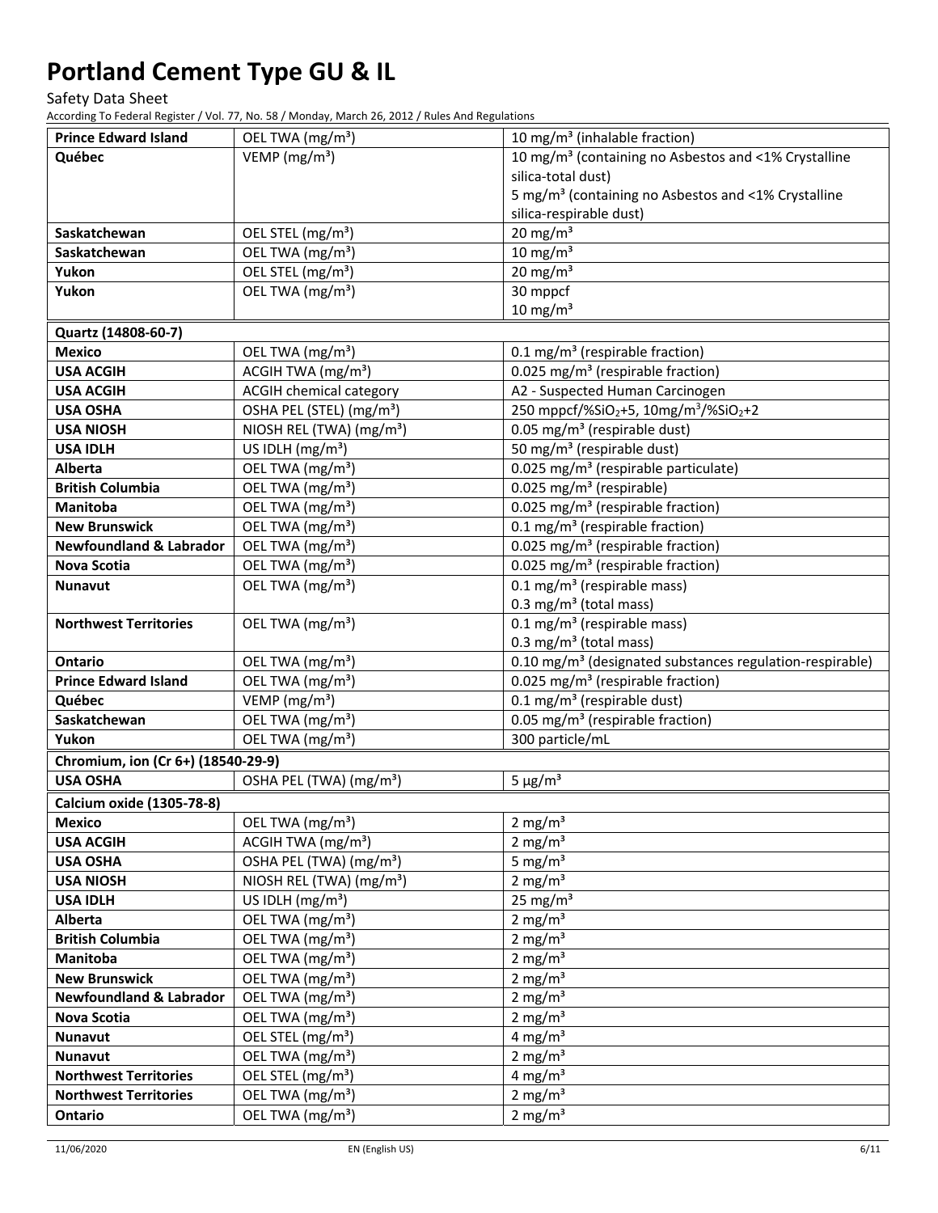| | | |
|---|---|---|
| **Prince Edward Island** | OEL TWA (mg/m³) | 10 mg/m³ (inhalable fraction) |
| **Québec** | VEMP (mg/m³) | 10 mg/m³ (containing no Asbestos and <1% Crystalline silica-total dust)<br>5 mg/m³ (containing no Asbestos and <1% Crystalline silica-respirable dust) |
| **Saskatchewan** | OEL STEL (mg/m³) | 20 mg/m³ |
| **Saskatchewan** | OEL TWA (mg/m³) | 10 mg/m³ |
| **Yukon** | OEL STEL (mg/m³) | 20 mg/m³ |
| **Yukon** | OEL TWA (mg/m³) | 30 mppcf<br>10 mg/m³ |
| **Quartz (14808-60-7)** | | |
| **Mexico** | OEL TWA (mg/m³) | 0.1 mg/m³ (respirable fraction) |
| **USA ACGIH** | ACGIH TWA (mg/m³) | 0.025 mg/m³ (respirable fraction) |
| **USA ACGIH** | ACGIH chemical category | A2 - Suspected Human Carcinogen |
| **USA OSHA** | OSHA PEL (STEL) (mg/m³) | 250 mppcf/%$SiO_2$+5, 10mg/m³/%$SiO_2$+2 |
| **USA NIOSH** | NIOSH REL (TWA) (mg/m³) | 0.05 mg/m³ (respirable dust) |
| **USA IDLH** | US IDLH (mg/m³) | 50 mg/m³ (respirable dust) |
| **Alberta** | OEL TWA (mg/m³) | 0.025 mg/m³ (respirable particulate) |
| **British Columbia** | OEL TWA (mg/m³) | 0.025 mg/m³ (respirable) |
| **Manitoba** | OEL TWA (mg/m³) | 0.025 mg/m³ (respirable fraction) |
| **New Brunswick** | OEL TWA (mg/m³) | 0.1 mg/m³ (respirable fraction) |
| **Newfoundland & Labrador** | OEL TWA (mg/m³) | 0.025 mg/m³ (respirable fraction) |
| **Nova Scotia** | OEL TWA (mg/m³) | 0.025 mg/m³ (respirable fraction) |
| **Nunavut** | OEL TWA (mg/m³) | 0.1 mg/m³ (respirable mass)<br>0.3 mg/m³ (total mass) |
| **Northwest Territories** | OEL TWA (mg/m³) | 0.1 mg/m³ (respirable mass)<br>0.3 mg/m³ (total mass) |
| **Ontario** | OEL TWA (mg/m³) | 0.10 mg/m³ (designated substances regulation-respirable) |
| **Prince Edward Island** | OEL TWA (mg/m³) | 0.025 mg/m³ (respirable fraction) |
| **Québec** | VEMP (mg/m³) | 0.1 mg/m³ (respirable dust) |
| **Saskatchewan** | OEL TWA (mg/m³) | 0.05 mg/m³ (respirable fraction) |
| **Yukon** | OEL TWA (mg/m³) | 300 particle/mL |
| **Chromium, ion (Cr 6+) (18540-29-9)** | | |
| **USA OSHA** | OSHA PEL (TWA) (mg/m³) | 5 µg/m³ |
| **Calcium oxide (1305-78-8)** | | |
| **Mexico** | OEL TWA (mg/m³) | 2 mg/m³ |
| **USA ACGIH** | ACGIH TWA (mg/m³) | 2 mg/m³ |
| **USA OSHA** | OSHA PEL (TWA) (mg/m³) | 5 mg/m³ |
| **USA NIOSH** | NIOSH REL (TWA) (mg/m³) | 2 mg/m³ |
| **USA IDLH** | US IDLH (mg/m³) | 25 mg/m³ |
| **Alberta** | OEL TWA (mg/m³) | 2 mg/m³ |
| **British Columbia** | OEL TWA (mg/m³) | 2 mg/m³ |
| **Manitoba** | OEL TWA (mg/m³) | 2 mg/m³ |
| **New Brunswick** | OEL TWA (mg/m³) | 2 mg/m³ |
| **Newfoundland & Labrador** | OEL TWA (mg/m³) | 2 mg/m³ |
| **Nova Scotia** | OEL TWA (mg/m³) | 2 mg/m³ |
| **Nunavut** | OEL STEL (mg/m³) | 4 mg/m³ |
| **Nunavut** | OEL TWA (mg/m³) | 2 mg/m³ |
| **Northwest Territories** | OEL STEL (mg/m³) | 4 mg/m³ |
| **Northwest Territories** | OEL TWA (mg/m³) | 2 mg/m³ |
| **Ontario** | OEL TWA (mg/m³) | 2 mg/m³ |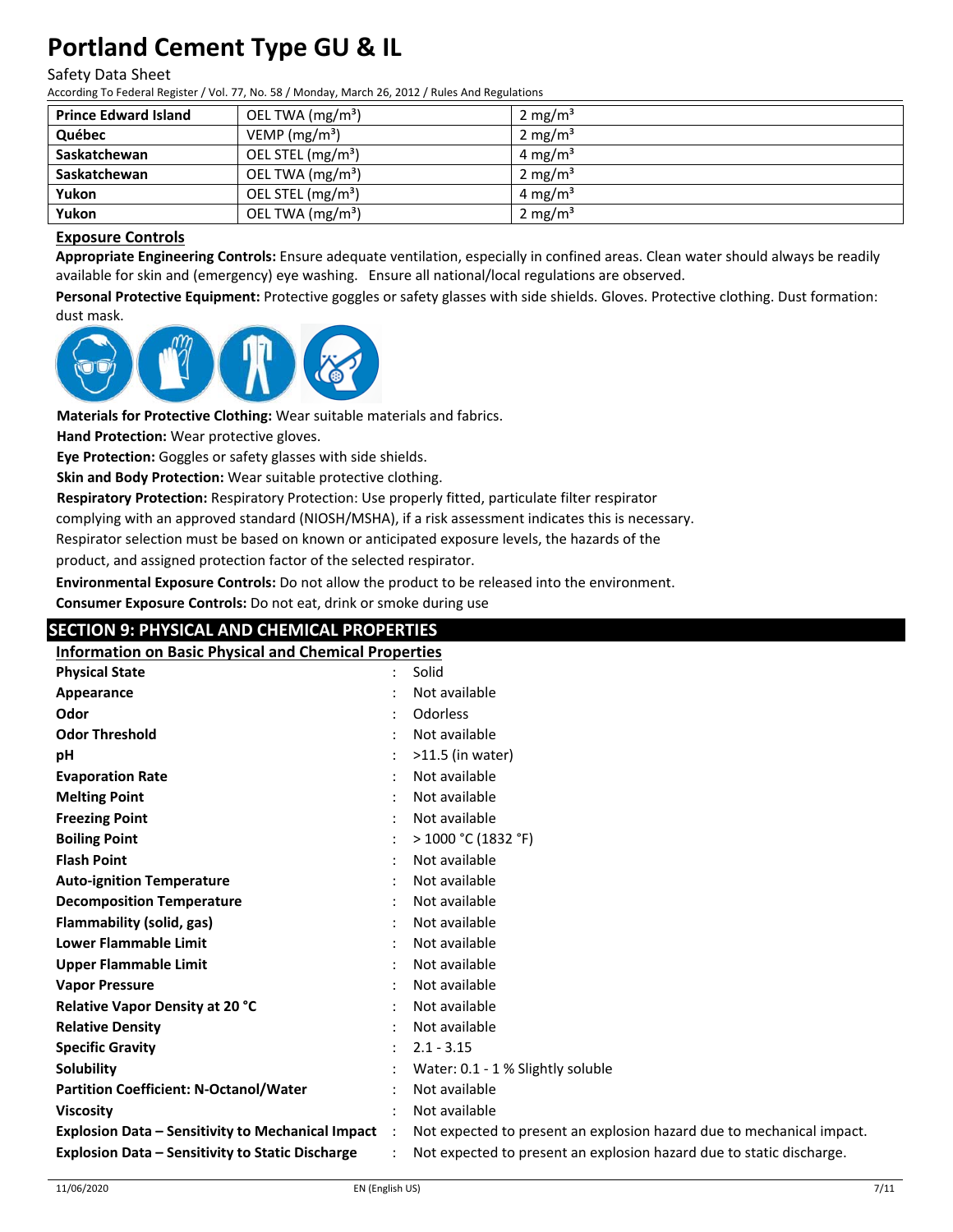| Prince Edward Island | OEL TWA (mg/m³) | 2 mg/m³ |
|---|---|---|
| Québec | VEMP (mg/m³) | 2 mg/m³ |
| Saskatchewan | OEL STEL (mg/m³) | 4 mg/m³ |
| Saskatchewan | OEL TWA (mg/m³) | 2 mg/m³ |
| Yukon | OEL STEL (mg/m³) | 4 mg/m³ |
| Yukon | OEL TWA (mg/m³) | 2 mg/m³ |

### Exposure Controls

**Appropriate Engineering Controls:** Ensure adequate ventilation, especially in confined areas. Clean water should always be readily available for skin and (emergency) eye washing. Ensure all national/local regulations are observed.

**Personal Protective Equipment:** Protective goggles or safety glasses with side shields. Gloves. Protective clothing. Dust formation: dust mask.

**Materials for Protective Clothing:** Wear suitable materials and fabrics.

**Hand Protection:** Wear protective gloves.

**Eye Protection:** Goggles or safety glasses with side shields.

**Skin and Body Protection:** Wear suitable protective clothing.

**Respiratory Protection:** Respiratory Protection: Use properly fitted, particulate filter respirator complying with an approved standard (NIOSH/MSHA), if a risk assessment indicates this is necessary. Respirator selection must be based on known or anticipated exposure levels, the hazards of the product, and assigned protection factor of the selected respirator.

**Environmental Exposure Controls:** Do not allow the product to be released into the environment.

**Consumer Exposure Controls:** Do not eat, drink or smoke during use

## SECTION 9: PHYSICAL AND CHEMICAL PROPERTIES

### Information on Basic Physical and Chemical Properties

| Property | | Value |
|---|---|---|
| **Physical State** | : | Solid |
| **Appearance** | : | Not available |
| **Odor** | : | Odorless |
| **Odor Threshold** | : | Not available |
| **pH** | : | >11.5 (in water) |
| **Evaporation Rate** | : | Not available |
| **Melting Point** | : | Not available |
| **Freezing Point** | : | Not available |
| **Boiling Point** | : | > 1000 °C (1832 °F) |
| **Flash Point** | : | Not available |
| **Auto-ignition Temperature** | : | Not available |
| **Decomposition Temperature** | : | Not available |
| **Flammability (solid, gas)** | : | Not available |
| **Lower Flammable Limit** | : | Not available |
| **Upper Flammable Limit** | : | Not available |
| **Vapor Pressure** | : | Not available |
| **Relative Vapor Density at 20 °C** | : | Not available |
| **Relative Density** | : | Not available |
| **Specific Gravity** | : | 2.1 - 3.15 |
| **Solubility** | : | Water: 0.1 - 1 % Slightly soluble |
| **Partition Coefficient: N-Octanol/Water** | : | Not available |
| **Viscosity** | : | Not available |
| **Explosion Data – Sensitivity to Mechanical Impact** | : | Not expected to present an explosion hazard due to mechanical impact. |
| **Explosion Data – Sensitivity to Static Discharge** | : | Not expected to present an explosion hazard due to static discharge. |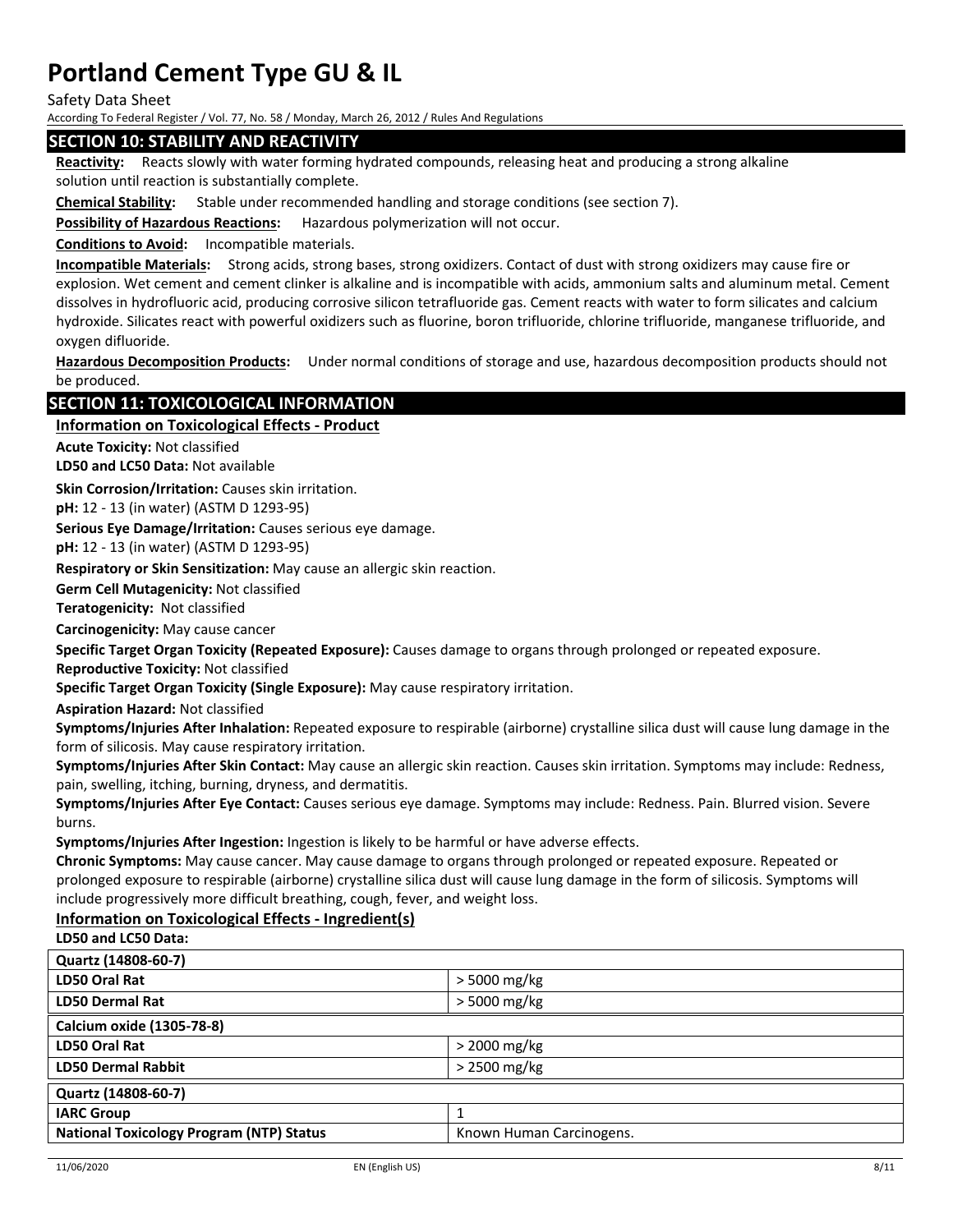## SECTION 10: STABILITY AND REACTIVITY

**Reactivity:** Reacts slowly with water forming hydrated compounds, releasing heat and producing a strong alkaline solution until reaction is substantially complete.

**Chemical Stability:** Stable under recommended handling and storage conditions (see section 7).

**Possibility of Hazardous Reactions:** Hazardous polymerization will not occur.

**Conditions to Avoid:** Incompatible materials.

**Incompatible Materials:** Strong acids, strong bases, strong oxidizers. Contact of dust with strong oxidizers may cause fire or explosion. Wet cement and cement clinker is alkaline and is incompatible with acids, ammonium salts and aluminum metal. Cement dissolves in hydrofluoric acid, producing corrosive silicon tetrafluoride gas. Cement reacts with water to form silicates and calcium hydroxide. Silicates react with powerful oxidizers such as fluorine, boron trifluoride, chlorine trifluoride, manganese trifluoride, and oxygen difluoride.

**Hazardous Decomposition Products:** Under normal conditions of storage and use, hazardous decomposition products should not be produced.

## SECTION 11: TOXICOLOGICAL INFORMATION

### Information on Toxicological Effects - Product

**Acute Toxicity:** Not classified

**LD50 and LC50 Data:** Not available

**Skin Corrosion/Irritation:** Causes skin irritation.

**pH:** 12 - 13 (in water) (ASTM D 1293-95)

**Serious Eye Damage/Irritation:** Causes serious eye damage.

**pH:** 12 - 13 (in water) (ASTM D 1293-95)

**Respiratory or Skin Sensitization:** May cause an allergic skin reaction.

**Germ Cell Mutagenicity:** Not classified

**Teratogenicity:** Not classified

**Carcinogenicity:** May cause cancer

**Specific Target Organ Toxicity (Repeated Exposure):** Causes damage to organs through prolonged or repeated exposure.

**Reproductive Toxicity:** Not classified

**Specific Target Organ Toxicity (Single Exposure):** May cause respiratory irritation.

**Aspiration Hazard:** Not classified

**Symptoms/Injuries After Inhalation:** Repeated exposure to respirable (airborne) crystalline silica dust will cause lung damage in the form of silicosis. May cause respiratory irritation.

**Symptoms/Injuries After Skin Contact:** May cause an allergic skin reaction. Causes skin irritation. Symptoms may include: Redness, pain, swelling, itching, burning, dryness, and dermatitis.

**Symptoms/Injuries After Eye Contact:** Causes serious eye damage. Symptoms may include: Redness. Pain. Blurred vision. Severe burns.

**Symptoms/Injuries After Ingestion:** Ingestion is likely to be harmful or have adverse effects.

**Chronic Symptoms:** May cause cancer. May cause damage to organs through prolonged or repeated exposure. Repeated or prolonged exposure to respirable (airborne) crystalline silica dust will cause lung damage in the form of silicosis. Symptoms will include progressively more difficult breathing, cough, fever, and weight loss.

### Information on Toxicological Effects - Ingredient(s)

**LD50 and LC50 Data:**

| **Quartz (14808-60-7)** | |
|---|---|
| **LD50 Oral Rat** | > 5000 mg/kg |
| **LD50 Dermal Rat** | > 5000 mg/kg |

| **Calcium oxide (1305-78-8)** | |
|---|---|
| **LD50 Oral Rat** | > 2000 mg/kg |
| **LD50 Dermal Rabbit** | > 2500 mg/kg |

| **Quartz (14808-60-7)** | |
|---|---|
| **IARC Group** | 1 |
| **National Toxicology Program (NTP) Status** | Known Human Carcinogens. |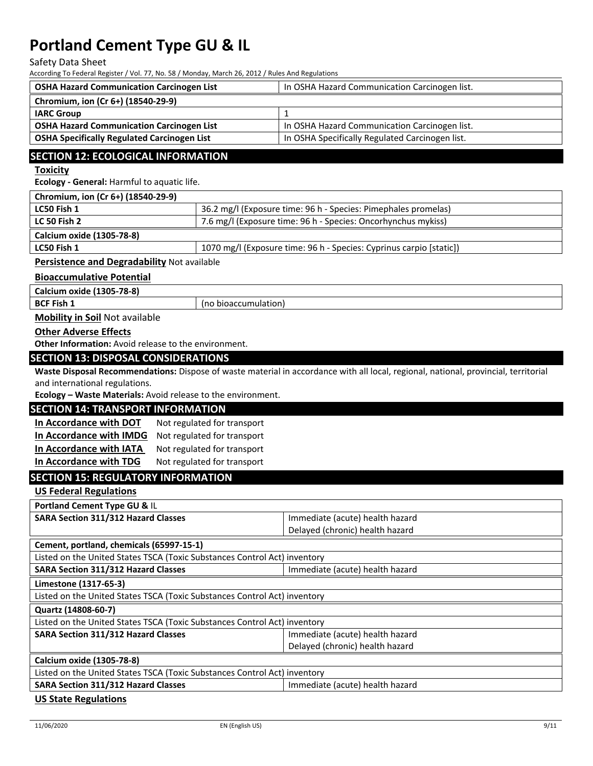| OSHA Hazard Communication Carcinogen List | In OSHA Hazard Communication Carcinogen list. |
|---|---|

| Chromium, ion (Cr 6+) (18540-29-9) | |
|---|---|
| IARC Group | 1 |
| OSHA Hazard Communication Carcinogen List | In OSHA Hazard Communication Carcinogen list. |
| OSHA Specifically Regulated Carcinogen List | In OSHA Specifically Regulated Carcinogen list. |

## SECTION 12: ECOLOGICAL INFORMATION

**Toxicity**

**Ecology - General:** Harmful to aquatic life.

| Chromium, ion (Cr 6+) (18540-29-9) | |
|---|---|
| LC50 Fish 1 | 36.2 mg/l (Exposure time: 96 h - Species: Pimephales promelas) |
| LC 50 Fish 2 | 7.6 mg/l (Exposure time: 96 h - Species: Oncorhynchus mykiss) |

| Calcium oxide (1305-78-8) | |
|---|---|
| LC50 Fish 1 | 1070 mg/l (Exposure time: 96 h - Species: Cyprinus carpio [static]) |

**Persistence and Degradability** Not available

**Bioaccumulative Potential**

| Calcium oxide (1305-78-8) | |
|---|---|
| BCF Fish 1 | (no bioaccumulation) |

**Mobility in Soil** Not available

**Other Adverse Effects**

**Other Information:** Avoid release to the environment.

## SECTION 13: DISPOSAL CONSIDERATIONS

**Waste Disposal Recommendations:** Dispose of waste material in accordance with all local, regional, national, provincial, territorial and international regulations.

**Ecology – Waste Materials:** Avoid release to the environment.

## SECTION 14: TRANSPORT INFORMATION

**In Accordance with DOT** Not regulated for transport

**In Accordance with IMDG** Not regulated for transport

**In Accordance with IATA** Not regulated for transport

**In Accordance with TDG** Not regulated for transport

## SECTION 15: REGULATORY INFORMATION

**US Federal Regulations**

| Portland Cement Type GU & IL | |
|---|---|
| SARA Section 311/312 Hazard Classes | Immediate (acute) health hazard<br>Delayed (chronic) health hazard |

| Cement, portland, chemicals (65997-15-1) | |
|---|---|
| Listed on the United States TSCA (Toxic Substances Control Act) inventory | |
| SARA Section 311/312 Hazard Classes | Immediate (acute) health hazard |

| Limestone (1317-65-3) |
|---|
| Listed on the United States TSCA (Toxic Substances Control Act) inventory |

| Quartz (14808-60-7) | |
|---|---|
| Listed on the United States TSCA (Toxic Substances Control Act) inventory | |
| SARA Section 311/312 Hazard Classes | Immediate (acute) health hazard<br>Delayed (chronic) health hazard |

| Calcium oxide (1305-78-8) | |
|---|---|
| Listed on the United States TSCA (Toxic Substances Control Act) inventory | |
| SARA Section 311/312 Hazard Classes | Immediate (acute) health hazard |

**US State Regulations**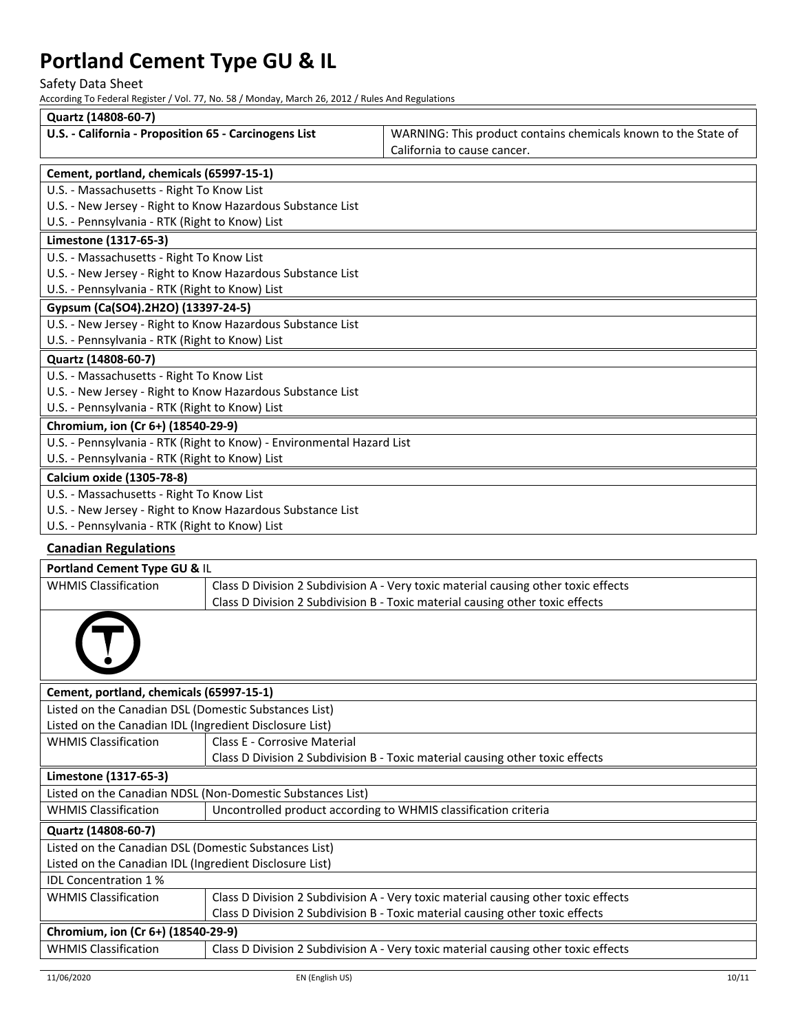| Quartz (14808-60-7) | |
|---|---|
| U.S. - California - Proposition 65 - Carcinogens List | WARNING: This product contains chemicals known to the State of California to cause cancer. |

| Cement, portland, chemicals (65997-15-1) |
|---|
| U.S. - Massachusetts - Right To Know List |
| U.S. - New Jersey - Right to Know Hazardous Substance List |
| U.S. - Pennsylvania - RTK (Right to Know) List |

| Limestone (1317-65-3) |
|---|
| U.S. - Massachusetts - Right To Know List |
| U.S. - New Jersey - Right to Know Hazardous Substance List |
| U.S. - Pennsylvania - RTK (Right to Know) List |

| Gypsum (Ca(SO4).2H2O) (13397-24-5) |
|---|
| U.S. - New Jersey - Right to Know Hazardous Substance List |
| U.S. - Pennsylvania - RTK (Right to Know) List |

| Quartz (14808-60-7) |
|---|
| U.S. - Massachusetts - Right To Know List |
| U.S. - New Jersey - Right to Know Hazardous Substance List |
| U.S. - Pennsylvania - RTK (Right to Know) List |

| Chromium, ion (Cr 6+) (18540-29-9) |
|---|
| U.S. - Pennsylvania - RTK (Right to Know) - Environmental Hazard List |
| U.S. - Pennsylvania - RTK (Right to Know) List |

| Calcium oxide (1305-78-8) |
|---|
| U.S. - Massachusetts - Right To Know List |
| U.S. - New Jersey - Right to Know Hazardous Substance List |
| U.S. - Pennsylvania - RTK (Right to Know) List |

## Canadian Regulations

| Portland Cement Type GU & IL | |
|---|---|
| WHMIS Classification | Class D Division 2 Subdivision A - Very toxic material causing other toxic effects<br>Class D Division 2 Subdivision B - Toxic material causing other toxic effects |

| Cement, portland, chemicals (65997-15-1) | |
|---|---|
| Listed on the Canadian DSL (Domestic Substances List) | |
| Listed on the Canadian IDL (Ingredient Disclosure List) | |
| WHMIS Classification | Class E - Corrosive Material<br>Class D Division 2 Subdivision B - Toxic material causing other toxic effects |

| Limestone (1317-65-3) | |
|---|---|
| Listed on the Canadian NDSL (Non-Domestic Substances List) | |
| WHMIS Classification | Uncontrolled product according to WHMIS classification criteria |

| Quartz (14808-60-7) | |
|---|---|
| Listed on the Canadian DSL (Domestic Substances List) | |
| Listed on the Canadian IDL (Ingredient Disclosure List) | |
| IDL Concentration 1 % | |
| WHMIS Classification | Class D Division 2 Subdivision A - Very toxic material causing other toxic effects<br>Class D Division 2 Subdivision B - Toxic material causing other toxic effects |

| Chromium, ion (Cr 6+) (18540-29-9) | |
|---|---|
| WHMIS Classification | Class D Division 2 Subdivision A - Very toxic material causing other toxic effects |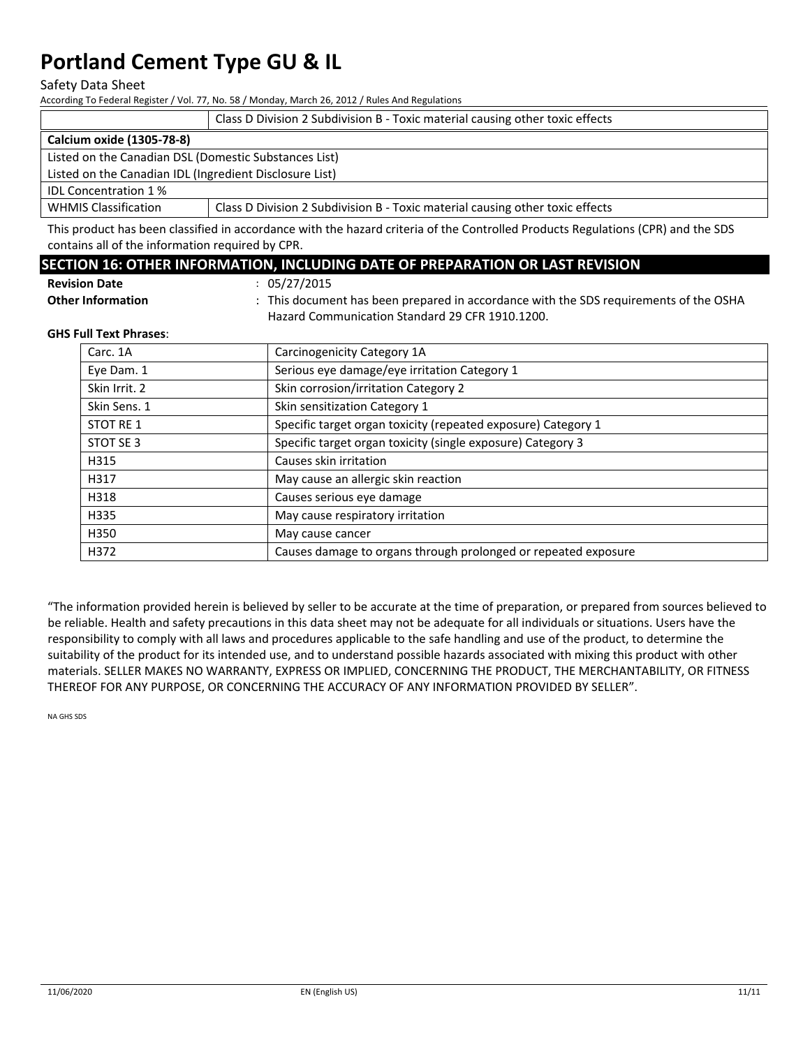| | |
|---|---|
| | Class D Division 2 Subdivision B - Toxic material causing other toxic effects |
| **Calcium oxide (1305-78-8)** | |
| Listed on the Canadian DSL (Domestic Substances List) | |
| Listed on the Canadian IDL (Ingredient Disclosure List) | |
| IDL Concentration 1 % | |
| WHMIS Classification | Class D Division 2 Subdivision B - Toxic material causing other toxic effects |

This product has been classified in accordance with the hazard criteria of the Controlled Products Regulations (CPR) and the SDS contains all of the information required by CPR.

## SECTION 16: OTHER INFORMATION, INCLUDING DATE OF PREPARATION OR LAST REVISION

**Revision Date** : 05/27/2015

**Other Information** : This document has been prepared in accordance with the SDS requirements of the OSHA Hazard Communication Standard 29 CFR 1910.1200.

**GHS Full Text Phrases**:

| | |
|---|---|
| Carc. 1A | Carcinogenicity Category 1A |
| Eye Dam. 1 | Serious eye damage/eye irritation Category 1 |
| Skin Irrit. 2 | Skin corrosion/irritation Category 2 |
| Skin Sens. 1 | Skin sensitization Category 1 |
| STOT RE 1 | Specific target organ toxicity (repeated exposure) Category 1 |
| STOT SE 3 | Specific target organ toxicity (single exposure) Category 3 |
| H315 | Causes skin irritation |
| H317 | May cause an allergic skin reaction |
| H318 | Causes serious eye damage |
| H335 | May cause respiratory irritation |
| H350 | May cause cancer |
| H372 | Causes damage to organs through prolonged or repeated exposure |

"The information provided herein is believed by seller to be accurate at the time of preparation, or prepared from sources believed to be reliable. Health and safety precautions in this data sheet may not be adequate for all individuals or situations. Users have the responsibility to comply with all laws and procedures applicable to the safe handling and use of the product, to determine the suitability of the product for its intended use, and to understand possible hazards associated with mixing this product with other materials. SELLER MAKES NO WARRANTY, EXPRESS OR IMPLIED, CONCERNING THE PRODUCT, THE MERCHANTABILITY, OR FITNESS THEREOF FOR ANY PURPOSE, OR CONCERNING THE ACCURACY OF ANY INFORMATION PROVIDED BY SELLER".

NA GHS SDS